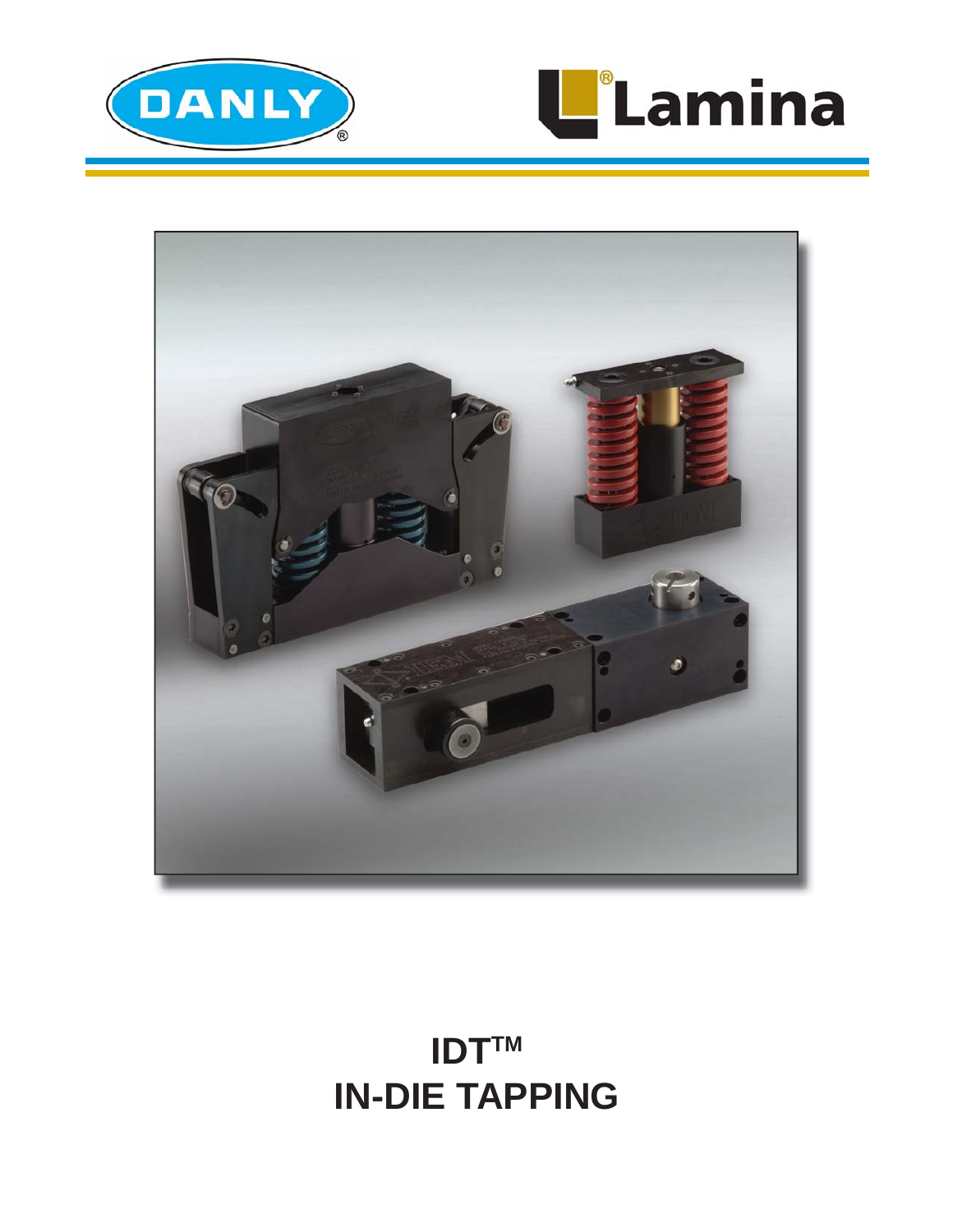DANLY®

Lamina®

# IDT™
# IN-DIE TAPPING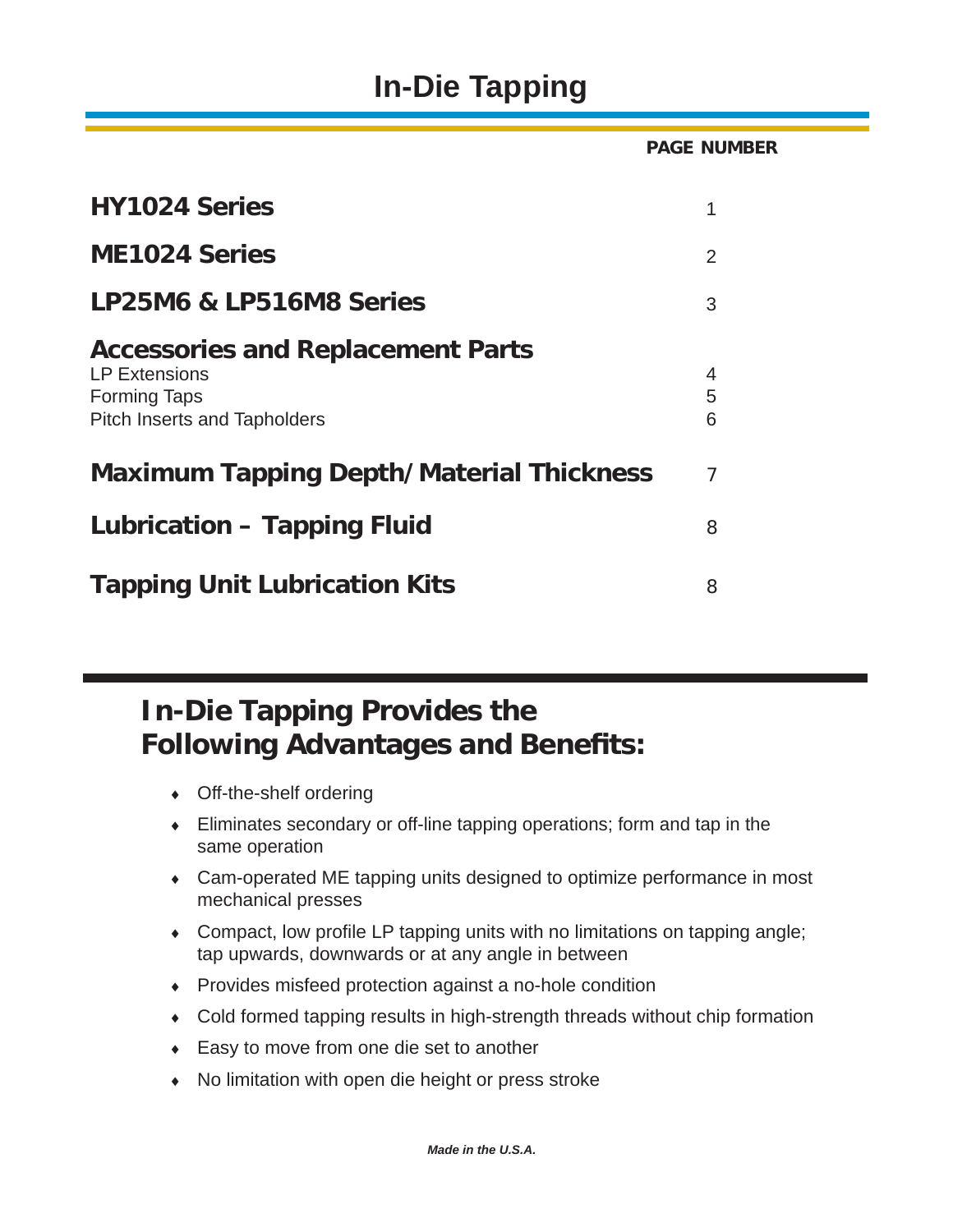# In-Die Tapping

| | PAGE NUMBER |
|---|---|
| **HY1024 Series** | 1 |
| **ME1024 Series** | 2 |
| **LP25M6 & LP516M8 Series** | 3 |
| **Accessories and Replacement Parts** | |
| LP Extensions | 4 |
| Forming Taps | 5 |
| Pitch Inserts and Tapholders | 6 |
| **Maximum Tapping Depth/Material Thickness** | 7 |
| **Lubrication – Tapping Fluid** | 8 |
| **Tapping Unit Lubrication Kits** | 8 |

## In-Die Tapping Provides the Following Advantages and Benefits:

- Off-the-shelf ordering
- Eliminates secondary or off-line tapping operations; form and tap in the same operation
- Cam-operated ME tapping units designed to optimize performance in most mechanical presses
- Compact, low profile LP tapping units with no limitations on tapping angle; tap upwards, downwards or at any angle in between
- Provides misfeed protection against a no-hole condition
- Cold formed tapping results in high-strength threads without chip formation
- Easy to move from one die set to another
- No limitation with open die height or press stroke

***Made in the U.S.A.***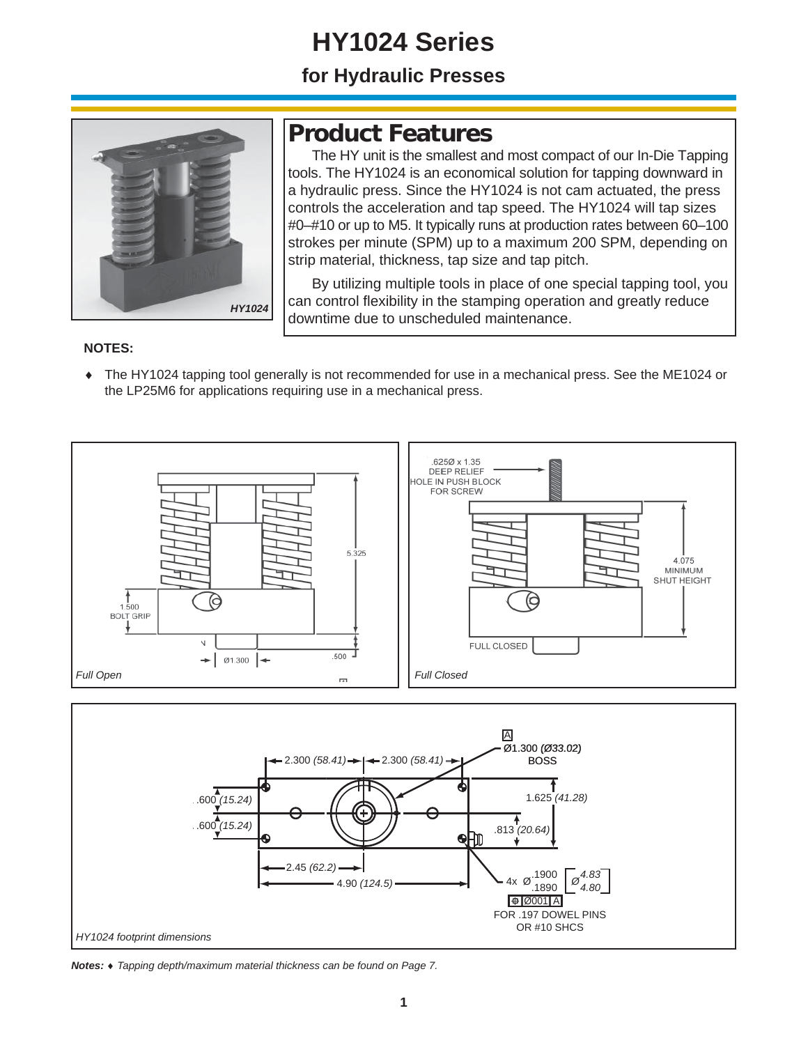# HY1024 Series

## for Hydraulic Presses

HY1024

## Product Features

The HY unit is the smallest and most compact of our In-Die Tapping tools. The HY1024 is an economical solution for tapping downward in a hydraulic press. Since the HY1024 is not cam actuated, the press controls the acceleration and tap speed. The HY1024 will tap sizes #0–#10 or up to M5. It typically runs at production rates between 60–100 strokes per minute (SPM) up to a maximum 200 SPM, depending on strip material, thickness, tap size and tap pitch.

By utilizing multiple tools in place of one special tapping tool, you can control flexibility in the stamping operation and greatly reduce downtime due to unscheduled maintenance.

**NOTES:**

- The HY1024 tapping tool generally is not recommended for use in a mechanical press. See the ME1024 or the LP25M6 for applications requiring use in a mechanical press.

1.500 BOLT GRIP

5.325

Ø1.300

.500

*Full Open*

.625Ø x 1.35 DEEP RELIEF HOLE IN PUSH BLOCK FOR SCREW

4.075 MINIMUM SHUT HEIGHT

FULL CLOSED

*Full Closed*

A

Ø1.300 *(Ø33.02)* BOSS

2.300 *(58.41)*

2.300 *(58.41)*

.600 *(15.24)*

.600 *(15.24)*

1.625 *(41.28)*

.813 *(20.64)*

2.45 *(62.2)*

4.90 *(124.5)*

4x Ø .1900/.1890 [Ø 4.83/4.80]

⊕ Ø001 A

FOR .197 DOWEL PINS OR #10 SHCS

*HY1024 footprint dimensions*

***Notes:*** ♦ *Tapping depth/maximum material thickness can be found on Page 7.*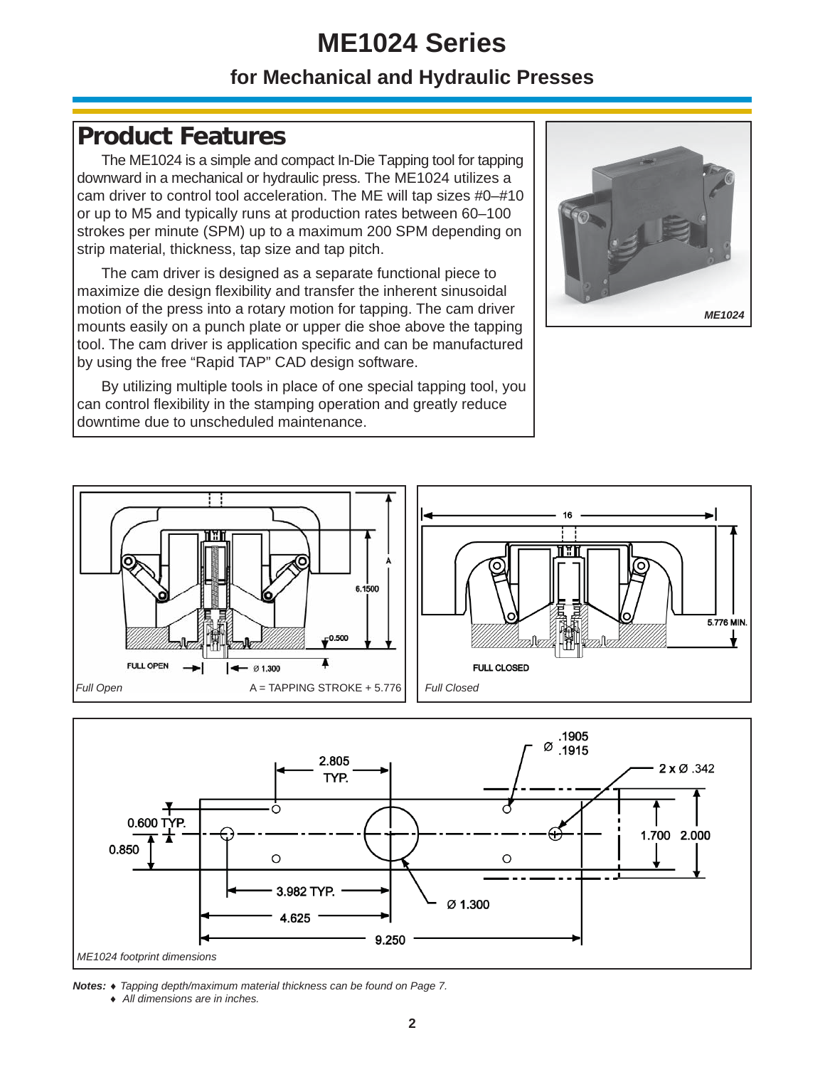# ME1024 Series

## for Mechanical and Hydraulic Presses

## Product Features

The ME1024 is a simple and compact In-Die Tapping tool for tapping downward in a mechanical or hydraulic press. The ME1024 utilizes a cam driver to control tool acceleration. The ME will tap sizes #0–#10 or up to M5 and typically runs at production rates between 60–100 strokes per minute (SPM) up to a maximum 200 SPM depending on strip material, thickness, tap size and tap pitch.

The cam driver is designed as a separate functional piece to maximize die design flexibility and transfer the inherent sinusoidal motion of the press into a rotary motion for tapping. The cam driver mounts easily on a punch plate or upper die shoe above the tapping tool. The cam driver is application specific and can be manufactured by using the free “Rapid TAP” CAD design software.

By utilizing multiple tools in place of one special tapping tool, you can control flexibility in the stamping operation and greatly reduce downtime due to unscheduled maintenance.

*ME1024*

*Full Open* A = TAPPING STROKE + 5.776

*Full Closed*

*ME1024 footprint dimensions*

**Notes:**
- *Tapping depth/maximum material thickness can be found on Page 7.*
- *All dimensions are in inches.*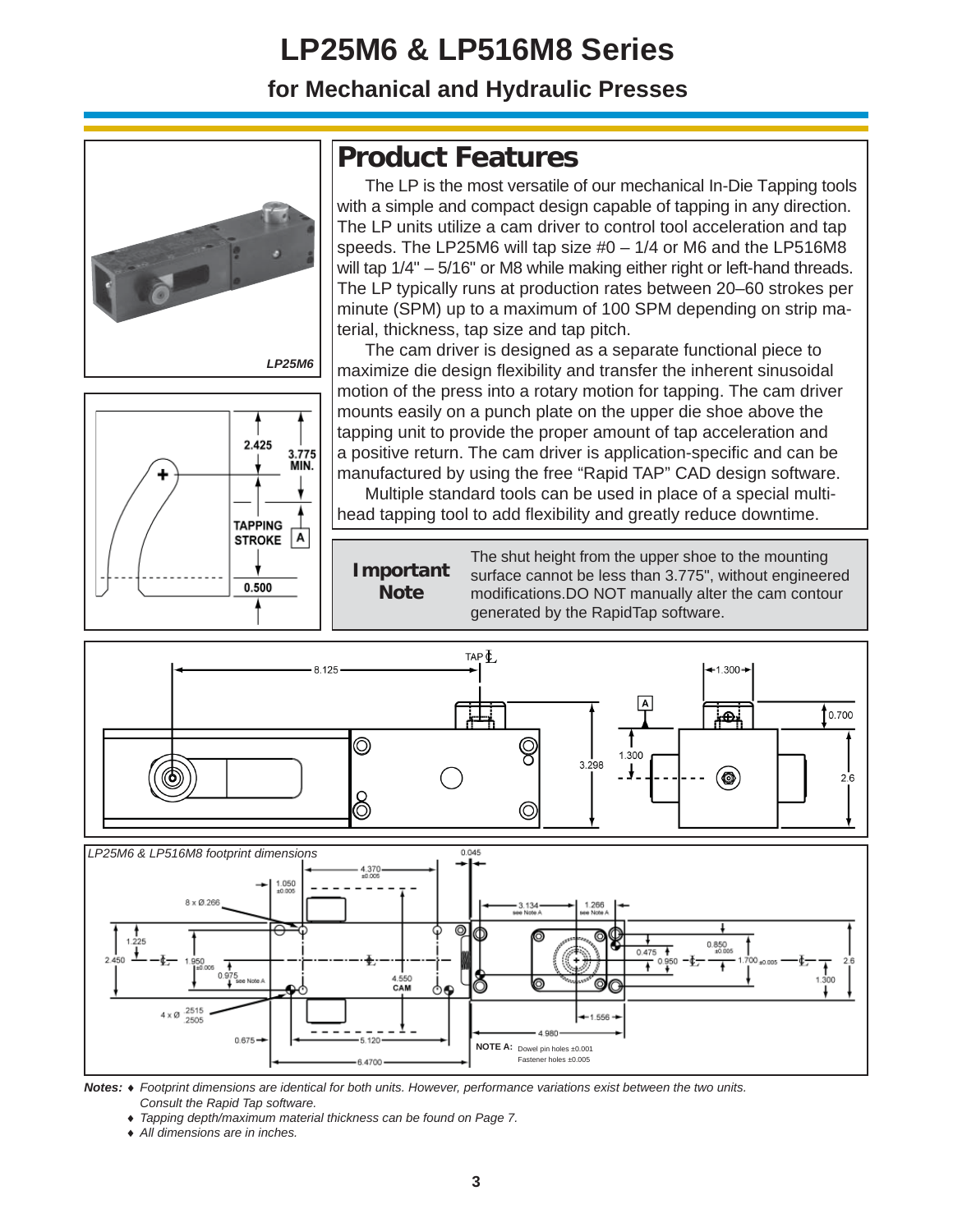# LP25M6 & LP516M8 Series

## for Mechanical and Hydraulic Presses

LP25M6

## Product Features

The LP is the most versatile of our mechanical In-Die Tapping tools with a simple and compact design capable of tapping in any direction. The LP units utilize a cam driver to control tool acceleration and tap speeds. The LP25M6 will tap size #0 – 1/4 or M6 and the LP516M8 will tap 1/4" – 5/16" or M8 while making either right or left-hand threads. The LP typically runs at production rates between 20–60 strokes per minute (SPM) up to a maximum of 100 SPM depending on strip material, thickness, tap size and tap pitch.

The cam driver is designed as a separate functional piece to maximize die design flexibility and transfer the inherent sinusoidal motion of the press into a rotary motion for tapping. The cam driver mounts easily on a punch plate on the upper die shoe above the tapping unit to provide the proper amount of tap acceleration and a positive return. The cam driver is application-specific and can be manufactured by using the free "Rapid TAP" CAD design software.

Multiple standard tools can be used in place of a special multi-head tapping tool to add flexibility and greatly reduce downtime.

**Important Note**

The shut height from the upper shoe to the mounting surface cannot be less than 3.775", without engineered modifications.DO NOT manually alter the cam contour generated by the RapidTap software.

2.425 | 3.775 MIN. | TAPPING STROKE A | 0.500

TAP ℄ | 8.125 | 1.300 | A | 0.700 | 3.298 | 1.300 | 2.6

*LP25M6 & LP516M8 footprint dimensions*

0.045 | 4.370 ±0.005 | 1.050 ±0.005 | 8 x Ø.266 | 3.134 see Note A | 1.266 see Note A | 1.225 | 2.450 | 1.950 ±0.005 | 0.975 see Note A | 4.550 CAM | 0.850 ±0.005 | 0.475 | 0.950 | 1.700 ±0.005 | 2.6 | 1.300 | 4 x Ø .2515 .2505 | 1.556 | 4.980 | 0.675 | 5.120 | 6.4700

**NOTE A:** Dowel pin holes ±0.001
Fastener holes ±0.005

*Notes:*
- *Footprint dimensions are identical for both units. However, performance variations exist between the two units. Consult the Rapid Tap software.*
- *Tapping depth/maximum material thickness can be found on Page 7.*
- *All dimensions are in inches.*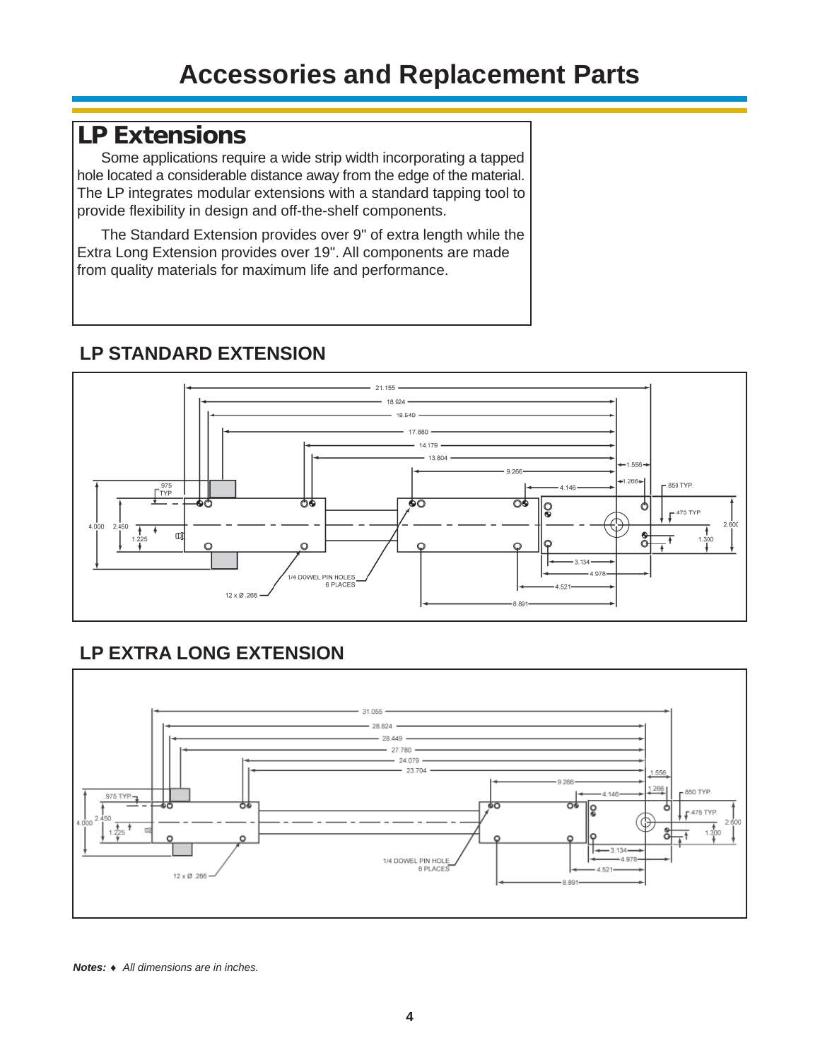# Accessories and Replacement Parts

## LP Extensions

Some applications require a wide strip width incorporating a tapped hole located a considerable distance away from the edge of the material. The LP integrates modular extensions with a standard tapping tool to provide flexibility in design and off-the-shelf components.

The Standard Extension provides over 9" of extra length while the Extra Long Extension provides over 19". All components are made from quality materials for maximum life and performance.

### LP STANDARD EXTENSION

21.155
18.924
18.540
17.880
14.179
13.804
9.266
1.556
4.146
1.266
.850 TYP.
.975 TYP
.475 TYP.
4.000 2.450
1.225
2.600
1.300
3.134
4.978
1/4 DOWEL PIN HOLES 6 PLACES
4.521
12 x Ø .266
8.891

### LP EXTRA LONG EXTENSION

31.055
28.824
28.449
27.780
24.079
23.704
1.556
9.266
1.266
4.146
.850 TYP.
.975 TYP.
.475 TYP.
4.000 2.450
1.225
2.600
1.300
3.134
4.978
1/4 DOWEL PIN HOLE 6 PLACES
4.521
12 x Ø .266
8.891

***Notes:*** ♦ *All dimensions are in inches.*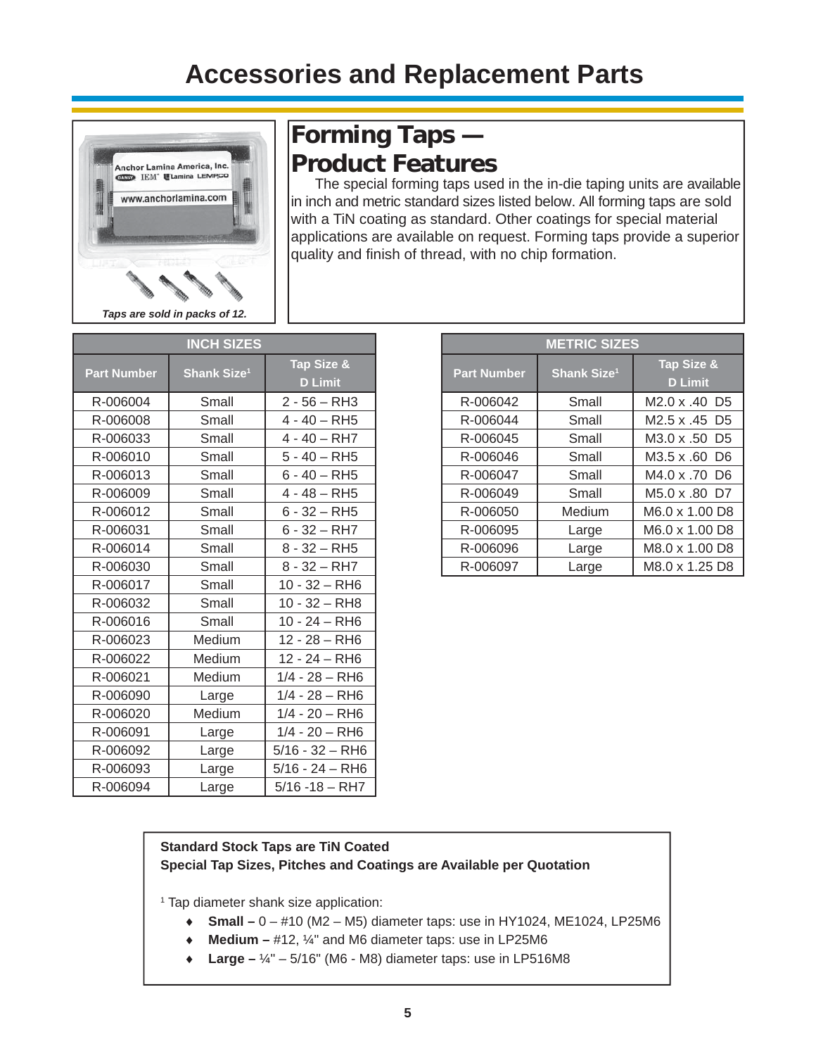# Accessories and Replacement Parts

## Forming Taps — Product Features

The special forming taps used in the in-die taping units are available in inch and metric standard sizes listed below. All forming taps are sold with a TiN coating as standard. Other coatings for special material applications are available on request. Forming taps provide a superior quality and finish of thread, with no chip formation.

*Taps are sold in packs of 12.*

| INCH SIZES | | |
|---|---|---|
| **Part Number** | **Shank Size[1]** | **Tap Size & D Limit** |
| R-006004 | Small | 2 - 56 – RH3 |
| R-006008 | Small | 4 - 40 – RH5 |
| R-006033 | Small | 4 - 40 – RH7 |
| R-006010 | Small | 5 - 40 – RH5 |
| R-006013 | Small | 6 - 40 – RH5 |
| R-006009 | Small | 4 - 48 – RH5 |
| R-006012 | Small | 6 - 32 – RH5 |
| R-006031 | Small | 6 - 32 – RH7 |
| R-006014 | Small | 8 - 32 – RH5 |
| R-006030 | Small | 8 - 32 – RH7 |
| R-006017 | Small | 10 - 32 – RH6 |
| R-006032 | Small | 10 - 32 – RH8 |
| R-006016 | Small | 10 - 24 – RH6 |
| R-006023 | Medium | 12 - 28 – RH6 |
| R-006022 | Medium | 12 - 24 – RH6 |
| R-006021 | Medium | 1/4 - 28 – RH6 |
| R-006090 | Large | 1/4 - 28 – RH6 |
| R-006020 | Medium | 1/4 - 20 – RH6 |
| R-006091 | Large | 1/4 - 20 – RH6 |
| R-006092 | Large | 5/16 - 32 – RH6 |
| R-006093 | Large | 5/16 - 24 – RH6 |
| R-006094 | Large | 5/16 -18 – RH7 |

| METRIC SIZES | | |
|---|---|---|
| **Part Number** | **Shank Size[1]** | **Tap Size & D Limit** |
| R-006042 | Small | M2.0 x .40 D5 |
| R-006044 | Small | M2.5 x .45 D5 |
| R-006045 | Small | M3.0 x .50 D5 |
| R-006046 | Small | M3.5 x .60 D6 |
| R-006047 | Small | M4.0 x .70 D6 |
| R-006049 | Small | M5.0 x .80 D7 |
| R-006050 | Medium | M6.0 x 1.00 D8 |
| R-006095 | Large | M6.0 x 1.00 D8 |
| R-006096 | Large | M8.0 x 1.00 D8 |
| R-006097 | Large | M8.0 x 1.25 D8 |

**Standard Stock Taps are TiN Coated**
**Special Tap Sizes, Pitches and Coatings are Available per Quotation**

[1] Tap diameter shank size application:

- **Small –** 0 – #10 (M2 – M5) diameter taps: use in HY1024, ME1024, LP25M6
- **Medium –** #12, ¼" and M6 diameter taps: use in LP25M6
- **Large –** ¼" – 5/16" (M6 - M8) diameter taps: use in LP516M8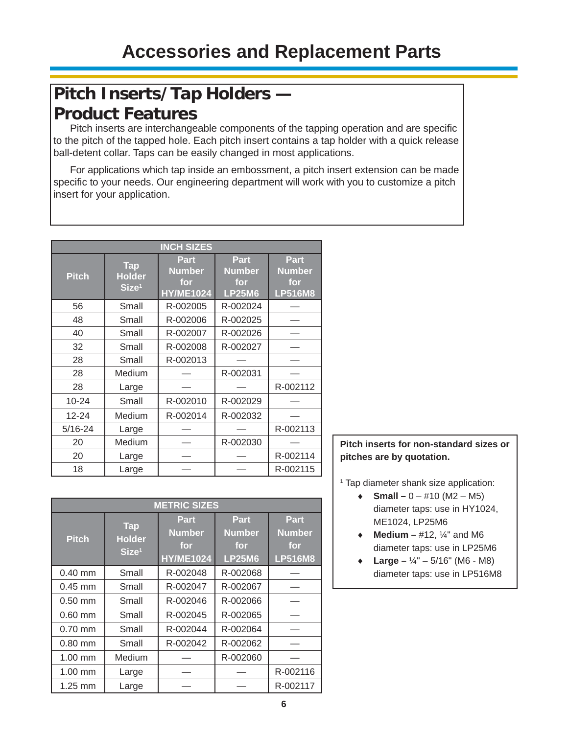# Accessories and Replacement Parts

## Pitch Inserts/Tap Holders — Product Features

Pitch inserts are interchangeable components of the tapping operation and are specific to the pitch of the tapped hole. Each pitch insert contains a tap holder with a quick release ball-detent collar. Taps can be easily changed in most applications.

For applications which tap inside an embossment, a pitch insert extension can be made specific to your needs. Our engineering department will work with you to customize a pitch insert for your application.

| INCH SIZES | | | | |
|---|---|---|---|---|
| Pitch | Tap Holder Size[1] | Part Number for HY/ME1024 | Part Number for LP25M6 | Part Number for LP516M8 |
| 56 | Small | R-002005 | R-002024 | — |
| 48 | Small | R-002006 | R-002025 | — |
| 40 | Small | R-002007 | R-002026 | — |
| 32 | Small | R-002008 | R-002027 | — |
| 28 | Small | R-002013 | — | — |
| 28 | Medium | — | R-002031 | — |
| 28 | Large | — | — | R-002112 |
| 10-24 | Small | R-002010 | R-002029 | — |
| 12-24 | Medium | R-002014 | R-002032 | — |
| 5/16-24 | Large | — | — | R-002113 |
| 20 | Medium | — | R-002030 | — |
| 20 | Large | — | — | R-002114 |
| 18 | Large | — | — | R-002115 |

| METRIC SIZES | | | | |
|---|---|---|---|---|
| Pitch | Tap Holder Size[1] | Part Number for HY/ME1024 | Part Number for LP25M6 | Part Number for LP516M8 |
| 0.40 mm | Small | R-002048 | R-002068 | — |
| 0.45 mm | Small | R-002047 | R-002067 | — |
| 0.50 mm | Small | R-002046 | R-002066 | — |
| 0.60 mm | Small | R-002045 | R-002065 | — |
| 0.70 mm | Small | R-002044 | R-002064 | — |
| 0.80 mm | Small | R-002042 | R-002062 | — |
| 1.00 mm | Medium | — | R-002060 | — |
| 1.00 mm | Large | — | — | R-002116 |
| 1.25 mm | Large | — | — | R-002117 |

**Pitch inserts for non-standard sizes or pitches are by quotation.**

[1] Tap diameter shank size application:

- **Small –** 0 – #10 (M2 – M5) diameter taps: use in HY1024, ME1024, LP25M6
- **Medium –** #12, ¼" and M6 diameter taps: use in LP25M6
- **Large –** ¼" – 5/16" (M6 - M8) diameter taps: use in LP516M8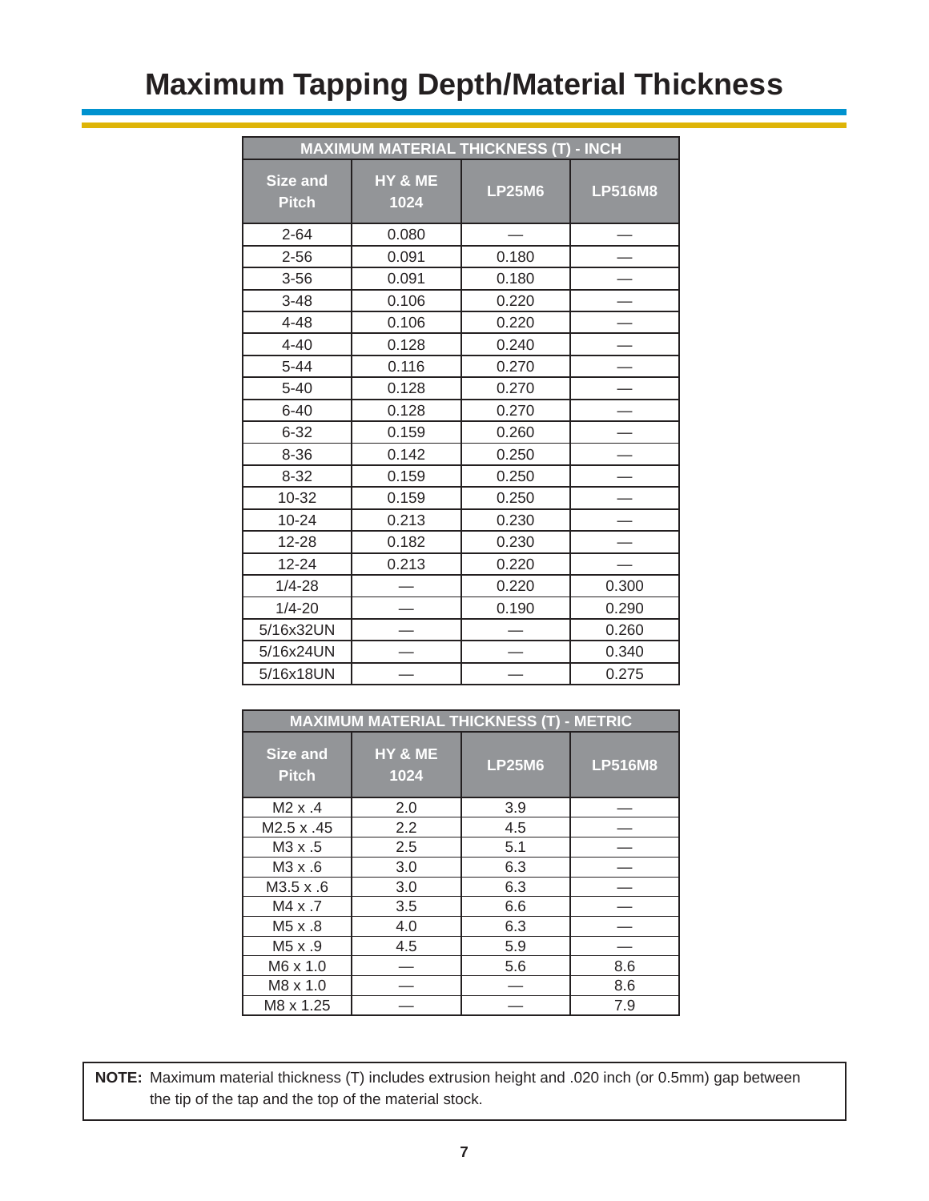# Maximum Tapping Depth/Material Thickness

| MAXIMUM MATERIAL THICKNESS (T) - INCH | | | |
|---|---|---|---|
| Size and Pitch | HY & ME 1024 | LP25M6 | LP516M8 |
| 2-64 | 0.080 | — | — |
| 2-56 | 0.091 | 0.180 | — |
| 3-56 | 0.091 | 0.180 | — |
| 3-48 | 0.106 | 0.220 | — |
| 4-48 | 0.106 | 0.220 | — |
| 4-40 | 0.128 | 0.240 | — |
| 5-44 | 0.116 | 0.270 | — |
| 5-40 | 0.128 | 0.270 | — |
| 6-40 | 0.128 | 0.270 | — |
| 6-32 | 0.159 | 0.260 | — |
| 8-36 | 0.142 | 0.250 | — |
| 8-32 | 0.159 | 0.250 | — |
| 10-32 | 0.159 | 0.250 | — |
| 10-24 | 0.213 | 0.230 | — |
| 12-28 | 0.182 | 0.230 | — |
| 12-24 | 0.213 | 0.220 | — |
| 1/4-28 | — | 0.220 | 0.300 |
| 1/4-20 | — | 0.190 | 0.290 |
| 5/16x32UN | — | — | 0.260 |
| 5/16x24UN | — | — | 0.340 |
| 5/16x18UN | — | — | 0.275 |

| MAXIMUM MATERIAL THICKNESS (T) - METRIC | | | |
|---|---|---|---|
| Size and Pitch | HY & ME 1024 | LP25M6 | LP516M8 |
| M2 x .4 | 2.0 | 3.9 | — |
| M2.5 x .45 | 2.2 | 4.5 | — |
| M3 x .5 | 2.5 | 5.1 | — |
| M3 x .6 | 3.0 | 6.3 | — |
| M3.5 x .6 | 3.0 | 6.3 | — |
| M4 x .7 | 3.5 | 6.6 | — |
| M5 x .8 | 4.0 | 6.3 | — |
| M5 x .9 | 4.5 | 5.9 | — |
| M6 x 1.0 | — | 5.6 | 8.6 |
| M8 x 1.0 | — | — | 8.6 |
| M8 x 1.25 | — | — | 7.9 |

**NOTE:** Maximum material thickness (T) includes extrusion height and .020 inch (or 0.5mm) gap between the tip of the tap and the top of the material stock.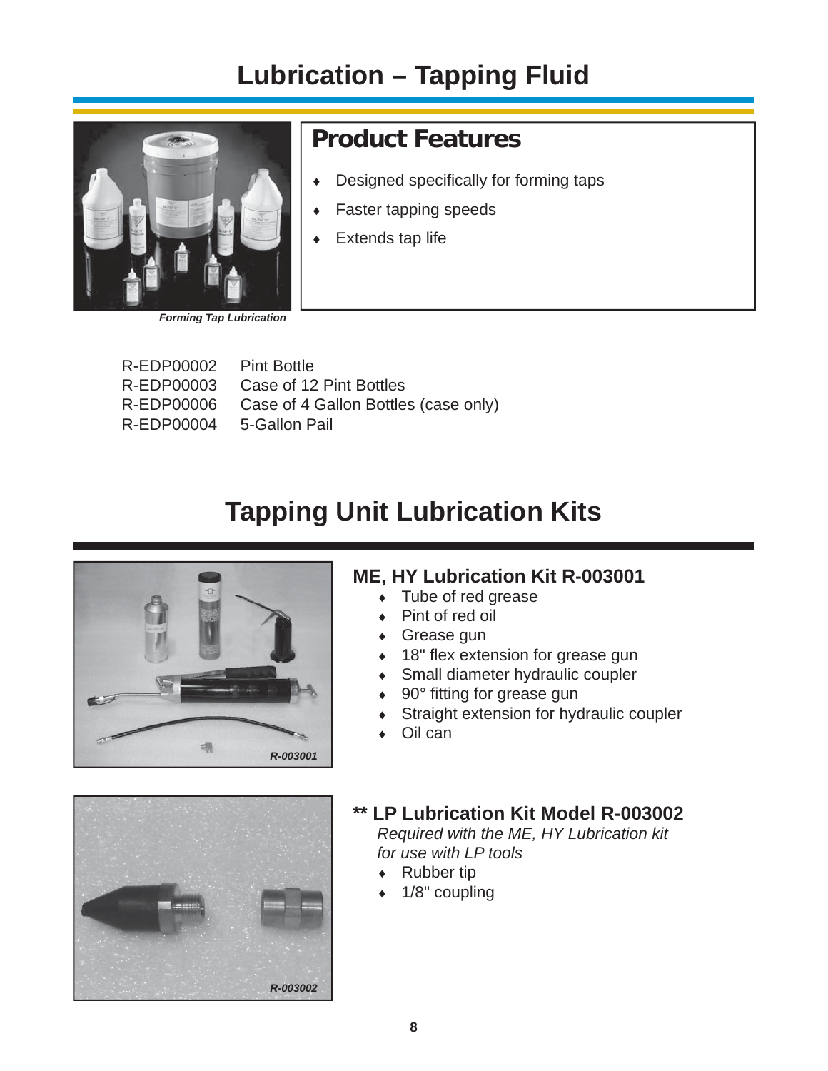# Lubrication – Tapping Fluid

*Forming Tap Lubrication*

## Product Features

- Designed specifically for forming taps
- Faster tapping speeds
- Extends tap life

| | |
|---|---|
| R-EDP00002 | Pint Bottle |
| R-EDP00003 | Case of 12 Pint Bottles |
| R-EDP00006 | Case of 4 Gallon Bottles (case only) |
| R-EDP00004 | 5-Gallon Pail |

# Tapping Unit Lubrication Kits

*R-003001*

### ME, HY Lubrication Kit R-003001

- Tube of red grease
- Pint of red oil
- Grease gun
- 18" flex extension for grease gun
- Small diameter hydraulic coupler
- 90° fitting for grease gun
- Straight extension for hydraulic coupler
- Oil can

*R-003002*

### ** LP Lubrication Kit Model R-003002

*Required with the ME, HY Lubrication kit for use with LP tools*

- Rubber tip
- 1/8" coupling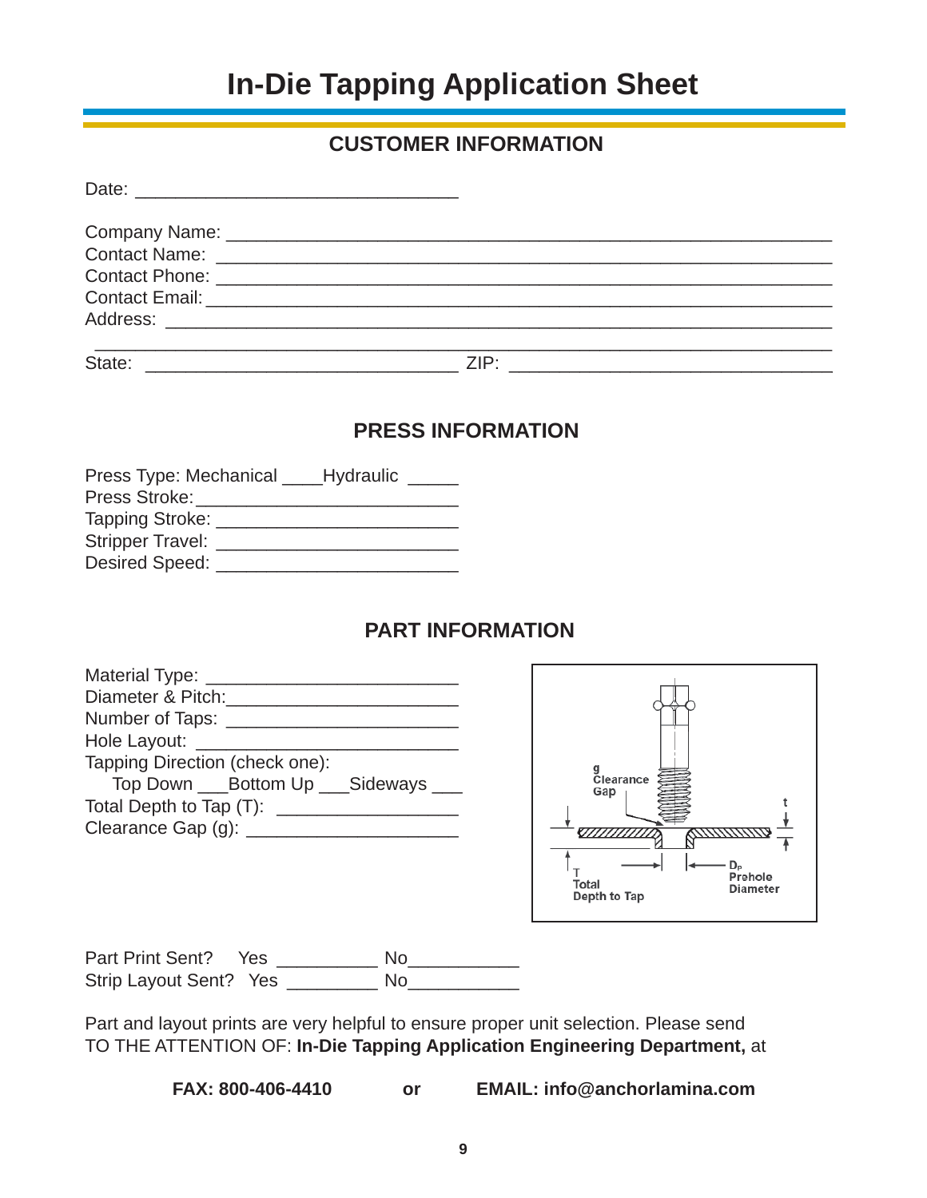# In-Die Tapping Application Sheet

## CUSTOMER INFORMATION

Date: ________________________________

Company Name: ________________________________________________________________
Contact Name: ________________________________________________________________
Contact Phone: ________________________________________________________________
Contact Email: ________________________________________________________________
Address: _____________________________________________________________________
_____________________________________________________________________________
State: ________________________________ ZIP: ________________________________

## PRESS INFORMATION

Press Type: Mechanical ____Hydraulic _____
Press Stroke:__________________________
Tapping Stroke: ________________________
Stripper Travel: ________________________
Desired Speed: ________________________

## PART INFORMATION

Material Type: _________________________
Diameter & Pitch:________________________
Number of Taps: ________________________
Hole Layout: __________________________
Tapping Direction (check one):
Top Down ___Bottom Up ___Sideways ___
Total Depth to Tap (T): __________________
Clearance Gap (g): ______________________

g Clearance Gap
t
T Total Depth to Tap
$D_P$ Prehole Diameter

Part Print Sent? Yes __________ No___________
Strip Layout Sent? Yes _________ No___________

Part and layout prints are very helpful to ensure proper unit selection. Please send TO THE ATTENTION OF: **In-Die Tapping Application Engineering Department,** at

**FAX: 800-406-4410** **or** **EMAIL: info@anchorlamina.com**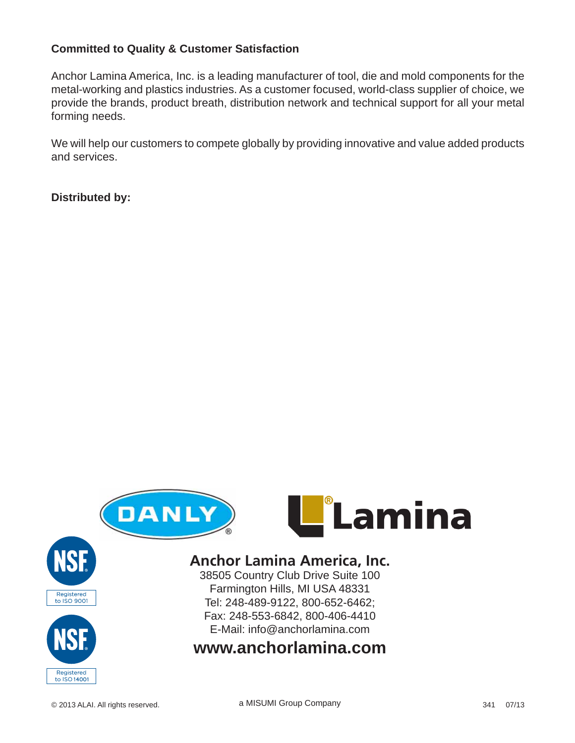**Committed to Quality & Customer Satisfaction**

Anchor Lamina America, Inc. is a leading manufacturer of tool, die and mold components for the metal-working and plastics industries. As a customer focused, world-class supplier of choice, we provide the brands, product breath, distribution network and technical support for all your metal forming needs.

We will help our customers to compete globally by providing innovative and value added products and services.

**Distributed by:**

DANLY®

Lamina®

NSF
Registered to ISO 9001

NSF
Registered to ISO 14001

## Anchor Lamina America, Inc.

38505 Country Club Drive Suite 100
Farmington Hills, MI USA 48331
Tel: 248-489-9122, 800-652-6462;
Fax: 248-553-6842, 800-406-4410
E-Mail: info@anchorlamina.com

**www.anchorlamina.com**

© 2013 ALAI. All rights reserved.

a MISUMI Group Company

341 07/13